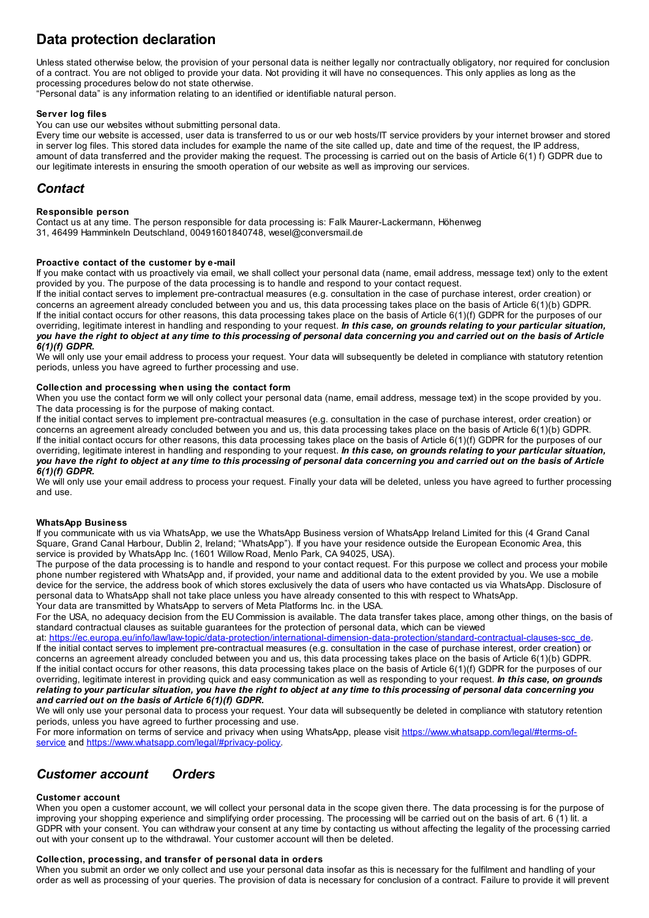# Data protection declaration

Unless stated otherwise below, the provision of your personal data is neither legally nor contractually obligatory, nor required for conclusion of a contract. You are not obliged to provide your data. Not providing it will have no consequences. This only applies as long as the processing procedures below do not state otherwise.
"Personal data" is any information relating to an identified or identifiable natural person.

### Server log files

You can use our websites without submitting personal data.
Every time our website is accessed, user data is transferred to us or our web hosts/IT service providers by your internet browser and stored in server log files. This stored data includes for example the name of the site called up, date and time of the request, the IP address, amount of data transferred and the provider making the request. The processing is carried out on the basis of Article 6(1) f) GDPR due to our legitimate interests in ensuring the smooth operation of our website as well as improving our services.

## *Contact*

### Responsible person

Contact us at any time. The person responsible for data processing is: Falk Maurer-Lackermann, Höhenweg 31, 46499 Hamminkeln Deutschland, 00491601840748, wesel@conversmail.de

### Proactive contact of the customer by e-mail

If you make contact with us proactively via email, we shall collect your personal data (name, email address, message text) only to the extent provided by you. The purpose of the data processing is to handle and respond to your contact request.
If the initial contact serves to implement pre-contractual measures (e.g. consultation in the case of purchase interest, order creation) or concerns an agreement already concluded between you and us, this data processing takes place on the basis of Article 6(1)(b) GDPR. If the initial contact occurs for other reasons, this data processing takes place on the basis of Article 6(1)(f) GDPR for the purposes of our overriding, legitimate interest in handling and responding to your request. ***In this case, on grounds relating to your particular situation, you have the right to object at any time to this processing of personal data concerning you and carried out on the basis of Article 6(1)(f) GDPR.***
We will only use your email address to process your request. Your data will subsequently be deleted in compliance with statutory retention periods, unless you have agreed to further processing and use.

### Collection and processing when using the contact form

When you use the contact form we will only collect your personal data (name, email address, message text) in the scope provided by you. The data processing is for the purpose of making contact.
If the initial contact serves to implement pre-contractual measures (e.g. consultation in the case of purchase interest, order creation) or concerns an agreement already concluded between you and us, this data processing takes place on the basis of Article 6(1)(b) GDPR. If the initial contact occurs for other reasons, this data processing takes place on the basis of Article 6(1)(f) GDPR for the purposes of our overriding, legitimate interest in handling and responding to your request. ***In this case, on grounds relating to your particular situation, you have the right to object at any time to this processing of personal data concerning you and carried out on the basis of Article 6(1)(f) GDPR.***
We will only use your email address to process your request. Finally your data will be deleted, unless you have agreed to further processing and use.

### WhatsApp Business

If you communicate with us via WhatsApp, we use the WhatsApp Business version of WhatsApp Ireland Limited for this (4 Grand Canal Square, Grand Canal Harbour, Dublin 2, Ireland; "WhatsApp"). If you have your residence outside the European Economic Area, this service is provided by WhatsApp Inc. (1601 Willow Road, Menlo Park, CA 94025, USA).
The purpose of the data processing is to handle and respond to your contact request. For this purpose we collect and process your mobile phone number registered with WhatsApp and, if provided, your name and additional data to the extent provided by you. We use a mobile device for the service, the address book of which stores exclusively the data of users who have contacted us via WhatsApp. Disclosure of personal data to WhatsApp shall not take place unless you have already consented to this with respect to WhatsApp.
Your data are transmitted by WhatsApp to servers of Meta Platforms Inc. in the USA.
For the USA, no adequacy decision from the EU Commission is available. The data transfer takes place, among other things, on the basis of standard contractual clauses as suitable guarantees for the protection of personal data, which can be viewed at: https://ec.europa.eu/info/law/law-topic/data-protection/international-dimension-data-protection/standard-contractual-clauses-scc_de.
If the initial contact serves to implement pre-contractual measures (e.g. consultation in the case of purchase interest, order creation) or concerns an agreement already concluded between you and us, this data processing takes place on the basis of Article 6(1)(b) GDPR. If the initial contact occurs for other reasons, this data processing takes place on the basis of Article 6(1)(f) GDPR for the purposes of our overriding, legitimate interest in providing quick and easy communication as well as responding to your request. ***In this case, on grounds relating to your particular situation, you have the right to object at any time to this processing of personal data concerning you and carried out on the basis of Article 6(1)(f) GDPR.***
We will only use your personal data to process your request. Your data will subsequently be deleted in compliance with statutory retention periods, unless you have agreed to further processing and use.
For more information on terms of service and privacy when using WhatsApp, please visit https://www.whatsapp.com/legal/#terms-of-service and https://www.whatsapp.com/legal/#privacy-policy.

## *Customer account Orders*

### Customer account

When you open a customer account, we will collect your personal data in the scope given there. The data processing is for the purpose of improving your shopping experience and simplifying order processing. The processing will be carried out on the basis of art. 6 (1) lit. a GDPR with your consent. You can withdraw your consent at any time by contacting us without affecting the legality of the processing carried out with your consent up to the withdrawal. Your customer account will then be deleted.

### Collection, processing, and transfer of personal data in orders

When you submit an order we only collect and use your personal data insofar as this is necessary for the fulfilment and handling of your order as well as processing of your queries. The provision of data is necessary for conclusion of a contract. Failure to provide it will prevent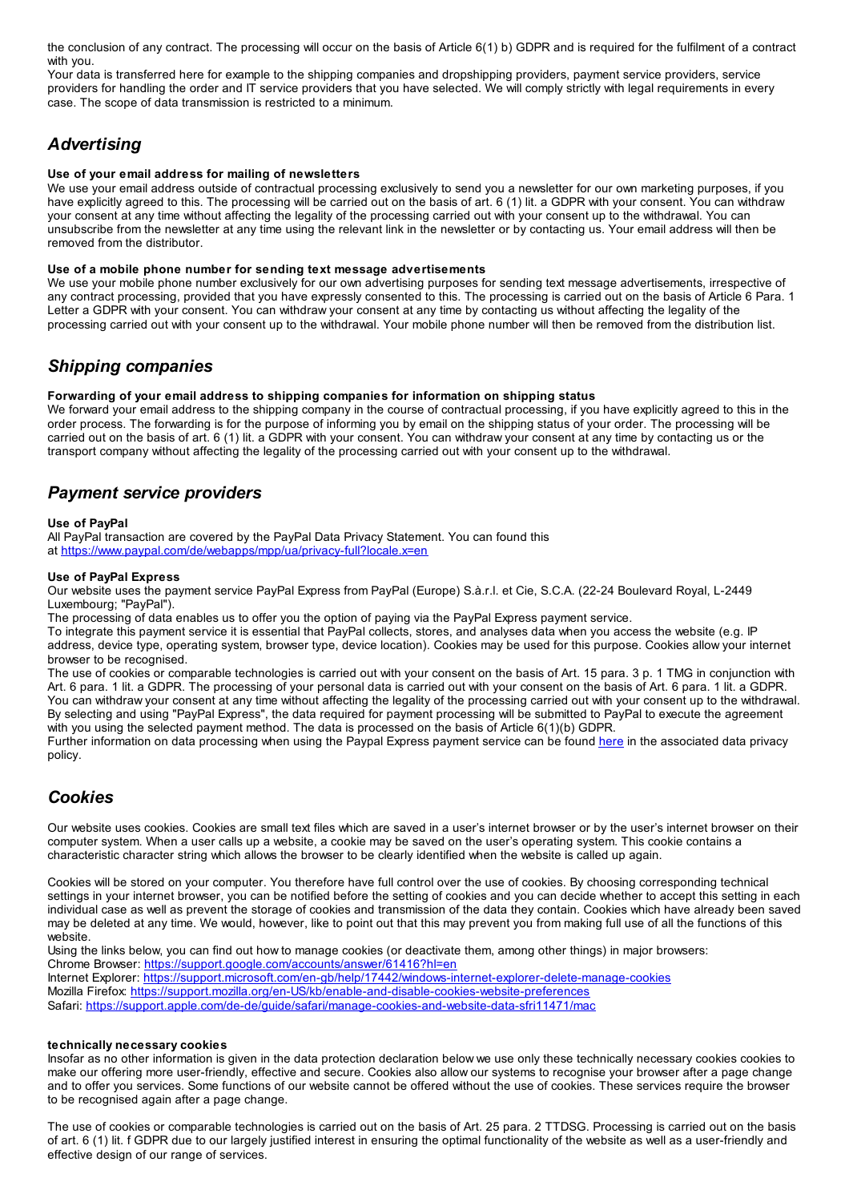the conclusion of any contract. The processing will occur on the basis of Article 6(1) b) GDPR and is required for the fulfilment of a contract with you.
Your data is transferred here for example to the shipping companies and dropshipping providers, payment service providers, service providers for handling the order and IT service providers that you have selected. We will comply strictly with legal requirements in every case. The scope of data transmission is restricted to a minimum.

## *Advertising*

**Use of your email address for mailing of newsletters**
We use your email address outside of contractual processing exclusively to send you a newsletter for our own marketing purposes, if you have explicitly agreed to this. The processing will be carried out on the basis of art. 6 (1) lit. a GDPR with your consent. You can withdraw your consent at any time without affecting the legality of the processing carried out with your consent up to the withdrawal. You can unsubscribe from the newsletter at any time using the relevant link in the newsletter or by contacting us. Your email address will then be removed from the distributor.

**Use of a mobile phone number for sending text message advertisements**
We use your mobile phone number exclusively for our own advertising purposes for sending text message advertisements, irrespective of any contract processing, provided that you have expressly consented to this. The processing is carried out on the basis of Article 6 Para. 1 Letter a GDPR with your consent. You can withdraw your consent at any time by contacting us without affecting the legality of the processing carried out with your consent up to the withdrawal. Your mobile phone number will then be removed from the distribution list.

## *Shipping companies*

**Forwarding of your email address to shipping companies for information on shipping status**
We forward your email address to the shipping company in the course of contractual processing, if you have explicitly agreed to this in the order process. The forwarding is for the purpose of informing you by email on the shipping status of your order. The processing will be carried out on the basis of art. 6 (1) lit. a GDPR with your consent. You can withdraw your consent at any time by contacting us or the transport company without affecting the legality of the processing carried out with your consent up to the withdrawal.

## *Payment service providers*

**Use of PayPal**
All PayPal transaction are covered by the PayPal Data Privacy Statement. You can found this at https://www.paypal.com/de/webapps/mpp/ua/privacy-full?locale.x=en

**Use of PayPal Express**
Our website uses the payment service PayPal Express from PayPal (Europe) S.à.r.l. et Cie, S.C.A. (22-24 Boulevard Royal, L-2449 Luxembourg; "PayPal").
The processing of data enables us to offer you the option of paying via the PayPal Express payment service.
To integrate this payment service it is essential that PayPal collects, stores, and analyses data when you access the website (e.g. IP address, device type, operating system, browser type, device location). Cookies may be used for this purpose. Cookies allow your internet browser to be recognised.
The use of cookies or comparable technologies is carried out with your consent on the basis of Art. 15 para. 3 p. 1 TMG in conjunction with Art. 6 para. 1 lit. a GDPR. The processing of your personal data is carried out with your consent on the basis of Art. 6 para. 1 lit. a GDPR. You can withdraw your consent at any time without affecting the legality of the processing carried out with your consent up to the withdrawal. By selecting and using "PayPal Express", the data required for payment processing will be submitted to PayPal to execute the agreement with you using the selected payment method. The data is processed on the basis of Article 6(1)(b) GDPR.
Further information on data processing when using the Paypal Express payment service can be found here in the associated data privacy policy.

## *Cookies*

Our website uses cookies. Cookies are small text files which are saved in a user's internet browser or by the user's internet browser on their computer system. When a user calls up a website, a cookie may be saved on the user's operating system. This cookie contains a characteristic character string which allows the browser to be clearly identified when the website is called up again.

Cookies will be stored on your computer. You therefore have full control over the use of cookies. By choosing corresponding technical settings in your internet browser, you can be notified before the setting of cookies and you can decide whether to accept this setting in each individual case as well as prevent the storage of cookies and transmission of the data they contain. Cookies which have already been saved may be deleted at any time. We would, however, like to point out that this may prevent you from making full use of all the functions of this website.
Using the links below, you can find out how to manage cookies (or deactivate them, among other things) in major browsers:
Chrome Browser: https://support.google.com/accounts/answer/61416?hl=en
Internet Explorer: https://support.microsoft.com/en-gb/help/17442/windows-internet-explorer-delete-manage-cookies
Mozilla Firefox: https://support.mozilla.org/en-US/kb/enable-and-disable-cookies-website-preferences
Safari: https://support.apple.com/de-de/guide/safari/manage-cookies-and-website-data-sfri11471/mac

**technically necessary cookies**
Insofar as no other information is given in the data protection declaration below we use only these technically necessary cookies cookies to make our offering more user-friendly, effective and secure. Cookies also allow our systems to recognise your browser after a page change and to offer you services. Some functions of our website cannot be offered without the use of cookies. These services require the browser to be recognised again after a page change.

The use of cookies or comparable technologies is carried out on the basis of Art. 25 para. 2 TTDSG. Processing is carried out on the basis of art. 6 (1) lit. f GDPR due to our largely justified interest in ensuring the optimal functionality of the website as well as a user-friendly and effective design of our range of services.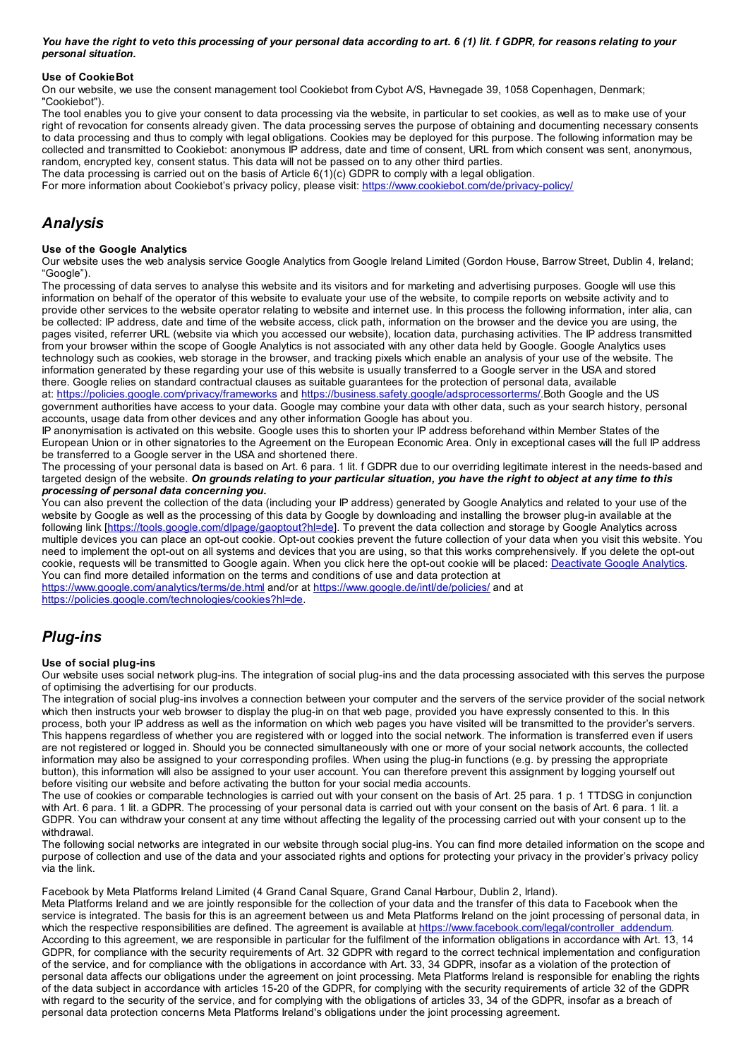***You have the right to veto this processing of your personal data according to art. 6 (1) lit. f GDPR, for reasons relating to your personal situation.***

**Use of CookieBot**

On our website, we use the consent management tool Cookiebot from Cybot A/S, Havnegade 39, 1058 Copenhagen, Denmark; "Cookiebot").

The tool enables you to give your consent to data processing via the website, in particular to set cookies, as well as to make use of your right of revocation for consents already given. The data processing serves the purpose of obtaining and documenting necessary consents to data processing and thus to comply with legal obligations. Cookies may be deployed for this purpose. The following information may be collected and transmitted to Cookiebot: anonymous IP address, date and time of consent, URL from which consent was sent, anonymous, random, encrypted key, consent status. This data will not be passed on to any other third parties.

The data processing is carried out on the basis of Article 6(1)(c) GDPR to comply with a legal obligation.

For more information about Cookiebot's privacy policy, please visit: [https://www.cookiebot.com/de/privacy-policy/](https://www.cookiebot.com/de/privacy-policy/)

## *Analysis*

**Use of the Google Analytics**

Our website uses the web analysis service Google Analytics from Google Ireland Limited (Gordon House, Barrow Street, Dublin 4, Ireland; "Google").

The processing of data serves to analyse this website and its visitors and for marketing and advertising purposes. Google will use this information on behalf of the operator of this website to evaluate your use of the website, to compile reports on website activity and to provide other services to the website operator relating to website and internet use. In this process the following information, inter alia, can be collected: IP address, date and time of the website access, click path, information on the browser and the device you are using, the pages visited, referrer URL (website via which you accessed our website), location data, purchasing activities. The IP address transmitted from your browser within the scope of Google Analytics is not associated with any other data held by Google. Google Analytics uses technology such as cookies, web storage in the browser, and tracking pixels which enable an analysis of your use of the website. The information generated by these regarding your use of this website is usually transferred to a Google server in the USA and stored there. Google relies on standard contractual clauses as suitable guarantees for the protection of personal data, available at: [https://policies.google.com/privacy/frameworks](https://policies.google.com/privacy/frameworks) and [https://business.safety.google/adsprocessorterms/](https://business.safety.google/adsprocessorterms/).Both Google and the US government authorities have access to your data. Google may combine your data with other data, such as your search history, personal accounts, usage data from other devices and any other information Google has about you.

IP anonymisation is activated on this website. Google uses this to shorten your IP address beforehand within Member States of the European Union or in other signatories to the Agreement on the European Economic Area. Only in exceptional cases will the full IP address be transferred to a Google server in the USA and shortened there.

The processing of your personal data is based on Art. 6 para. 1 lit. f GDPR due to our overriding legitimate interest in the needs-based and targeted design of the website. ***On grounds relating to your particular situation, you have the right to object at any time to this processing of personal data concerning you.***

You can also prevent the collection of the data (including your IP address) generated by Google Analytics and related to your use of the website by Google as well as the processing of this data by Google by downloading and installing the browser plug-in available at the following link [[https://tools.google.com/dlpage/gaoptout?hl=de](https://tools.google.com/dlpage/gaoptout?hl=de)]. To prevent the data collection and storage by Google Analytics across multiple devices you can place an opt-out cookie. Opt-out cookies prevent the future collection of your data when you visit this website. You need to implement the opt-out on all systems and devices that you are using, so that this works comprehensively. If you delete the opt-out cookie, requests will be transmitted to Google again. When you click here the opt-out cookie will be placed: [Deactivate Google Analytics](#).

You can find more detailed information on the terms and conditions of use and data protection at [https://www.google.com/analytics/terms/de.html](https://www.google.com/analytics/terms/de.html) and/or at [https://www.google.de/intl/de/policies/](https://www.google.de/intl/de/policies/) and at [https://policies.google.com/technologies/cookies?hl=de](https://policies.google.com/technologies/cookies?hl=de).

## *Plug-ins*

**Use of social plug-ins**

Our website uses social network plug-ins. The integration of social plug-ins and the data processing associated with this serves the purpose of optimising the advertising for our products.

The integration of social plug-ins involves a connection between your computer and the servers of the service provider of the social network which then instructs your web browser to display the plug-in on that web page, provided you have expressly consented to this. In this process, both your IP address as well as the information on which web pages you have visited will be transmitted to the provider's servers. This happens regardless of whether you are registered with or logged into the social network. The information is transferred even if users are not registered or logged in. Should you be connected simultaneously with one or more of your social network accounts, the collected information may also be assigned to your corresponding profiles. When using the plug-in functions (e.g. by pressing the appropriate button), this information will also be assigned to your user account. You can therefore prevent this assignment by logging yourself out before visiting our website and before activating the button for your social media accounts.

The use of cookies or comparable technologies is carried out with your consent on the basis of Art. 25 para. 1 p. 1 TTDSG in conjunction with Art. 6 para. 1 lit. a GDPR. The processing of your personal data is carried out with your consent on the basis of Art. 6 para. 1 lit. a GDPR. You can withdraw your consent at any time without affecting the legality of the processing carried out with your consent up to the withdrawal.

The following social networks are integrated in our website through social plug-ins. You can find more detailed information on the scope and purpose of collection and use of the data and your associated rights and options for protecting your privacy in the provider's privacy policy via the link.

Facebook by Meta Platforms Ireland Limited (4 Grand Canal Square, Grand Canal Harbour, Dublin 2, Irland).

Meta Platforms Ireland and we are jointly responsible for the collection of your data and the transfer of this data to Facebook when the service is integrated. The basis for this is an agreement between us and Meta Platforms Ireland on the joint processing of personal data, in which the respective responsibilities are defined. The agreement is available at [https://www.facebook.com/legal/controller_addendum](https://www.facebook.com/legal/controller_addendum). According to this agreement, we are responsible in particular for the fulfilment of the information obligations in accordance with Art. 13, 14 GDPR, for compliance with the security requirements of Art. 32 GDPR with regard to the correct technical implementation and configuration of the service, and for compliance with the obligations in accordance with Art. 33, 34 GDPR, insofar as a violation of the protection of personal data affects our obligations under the agreement on joint processing. Meta Platforms Ireland is responsible for enabling the rights of the data subject in accordance with articles 15-20 of the GDPR, for complying with the security requirements of article 32 of the GDPR with regard to the security of the service, and for complying with the obligations of articles 33, 34 of the GDPR, insofar as a breach of personal data protection concerns Meta Platforms Ireland's obligations under the joint processing agreement.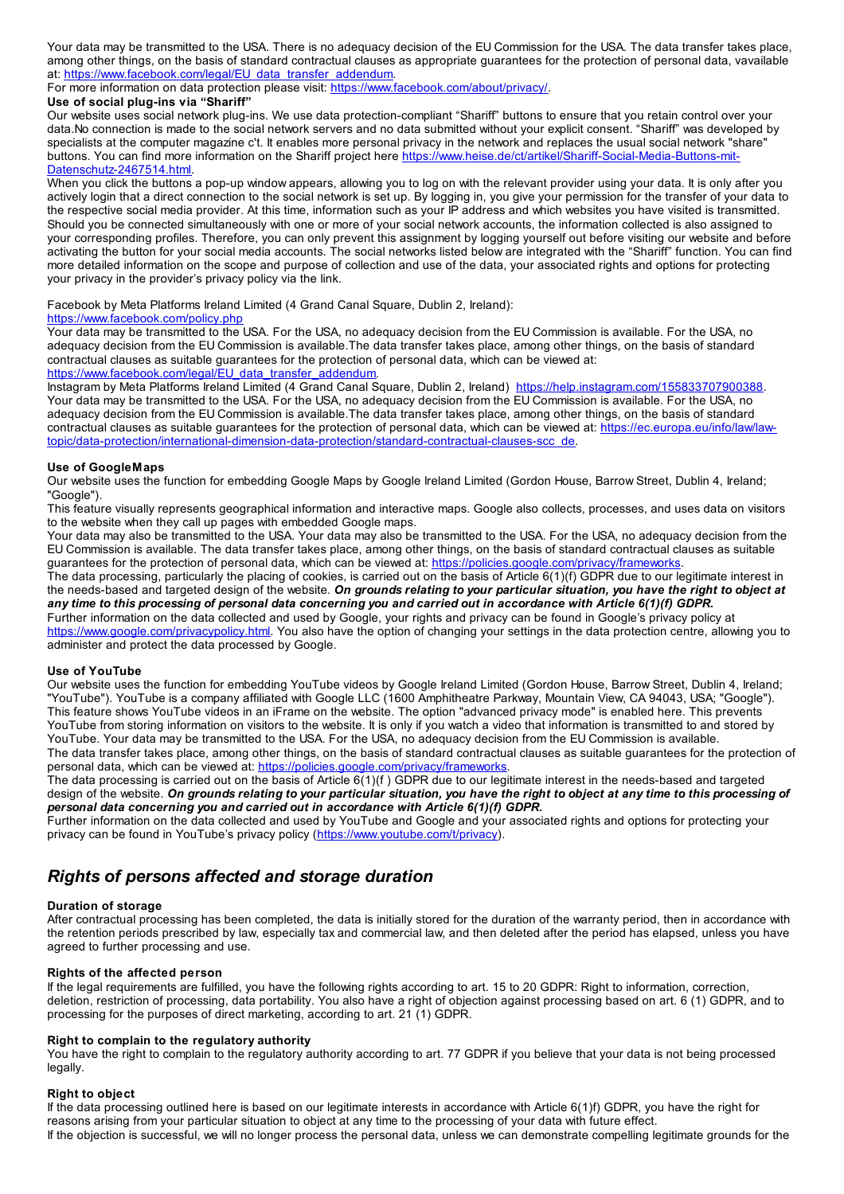Your data may be transmitted to the USA. There is no adequacy decision of the EU Commission for the USA. The data transfer takes place, among other things, on the basis of standard contractual clauses as appropriate guarantees for the protection of personal data, vavailable at: https://www.facebook.com/legal/EU_data_transfer_addendum.

For more information on data protection please visit: https://www.facebook.com/about/privacy/.

**Use of social plug-ins via "Shariff"**

Our website uses social network plug-ins. We use data protection-compliant "Shariff" buttons to ensure that you retain control over your data.No connection is made to the social network servers and no data submitted without your explicit consent. "Shariff" was developed by specialists at the computer magazine c't. It enables more personal privacy in the network and replaces the usual social network "share" buttons. You can find more information on the Shariff project here https://www.heise.de/ct/artikel/Shariff-Social-Media-Buttons-mit-Datenschutz-2467514.html.

When you click the buttons a pop-up window appears, allowing you to log on with the relevant provider using your data. It is only after you actively login that a direct connection to the social network is set up. By logging in, you give your permission for the transfer of your data to the respective social media provider. At this time, information such as your IP address and which websites you have visited is transmitted. Should you be connected simultaneously with one or more of your social network accounts, the information collected is also assigned to your corresponding profiles. Therefore, you can only prevent this assignment by logging yourself out before visiting our website and before activating the button for your social media accounts. The social networks listed below are integrated with the "Shariff" function. You can find more detailed information on the scope and purpose of collection and use of the data, your associated rights and options for protecting your privacy in the provider's privacy policy via the link.

Facebook by Meta Platforms Ireland Limited (4 Grand Canal Square, Dublin 2, Ireland):
https://www.facebook.com/policy.php
Your data may be transmitted to the USA. For the USA, no adequacy decision from the EU Commission is available. For the USA, no adequacy decision from the EU Commission is available.The data transfer takes place, among other things, on the basis of standard contractual clauses as suitable guarantees for the protection of personal data, which can be viewed at:
https://www.facebook.com/legal/EU_data_transfer_addendum.
Instagram by Meta Platforms Ireland Limited (4 Grand Canal Square, Dublin 2, Ireland) https://help.instagram.com/155833707900388.
Your data may be transmitted to the USA. For the USA, no adequacy decision from the EU Commission is available. For the USA, no adequacy decision from the EU Commission is available.The data transfer takes place, among other things, on the basis of standard contractual clauses as suitable guarantees for the protection of personal data, which can be viewed at: https://ec.europa.eu/info/law/law-topic/data-protection/international-dimension-data-protection/standard-contractual-clauses-scc_de.

**Use of GoogleMaps**

Our website uses the function for embedding Google Maps by Google Ireland Limited (Gordon House, Barrow Street, Dublin 4, Ireland; "Google").

This feature visually represents geographical information and interactive maps. Google also collects, processes, and uses data on visitors to the website when they call up pages with embedded Google maps.

Your data may also be transmitted to the USA. Your data may also be transmitted to the USA. For the USA, no adequacy decision from the EU Commission is available. The data transfer takes place, among other things, on the basis of standard contractual clauses as suitable guarantees for the protection of personal data, which can be viewed at: https://policies.google.com/privacy/frameworks.

The data processing, particularly the placing of cookies, is carried out on the basis of Article 6(1)(f) GDPR due to our legitimate interest in the needs-based and targeted design of the website. ***On grounds relating to your particular situation, you have the right to object at any time to this processing of personal data concerning you and carried out in accordance with Article 6(1)(f) GDPR.***

Further information on the data collected and used by Google, your rights and privacy can be found in Google's privacy policy at https://www.google.com/privacypolicy.html. You also have the option of changing your settings in the data protection centre, allowing you to administer and protect the data processed by Google.

**Use of YouTube**

Our website uses the function for embedding YouTube videos by Google Ireland Limited (Gordon House, Barrow Street, Dublin 4, Ireland; "YouTube"). YouTube is a company affiliated with Google LLC (1600 Amphitheatre Parkway, Mountain View, CA 94043, USA; "Google").

This feature shows YouTube videos in an iFrame on the website. The option "advanced privacy mode" is enabled here. This prevents YouTube from storing information on visitors to the website. It is only if you watch a video that information is transmitted to and stored by YouTube. Your data may be transmitted to the USA. For the USA, no adequacy decision from the EU Commission is available.

The data transfer takes place, among other things, on the basis of standard contractual clauses as suitable guarantees for the protection of personal data, which can be viewed at: https://policies.google.com/privacy/frameworks.

The data processing is carried out on the basis of Article 6(1)(f ) GDPR due to our legitimate interest in the needs-based and targeted design of the website. ***On grounds relating to your particular situation, you have the right to object at any time to this processing of personal data concerning you and carried out in accordance with Article 6(1)(f) GDPR.***

Further information on the data collected and used by YouTube and Google and your associated rights and options for protecting your privacy can be found in YouTube's privacy policy (https://www.youtube.com/t/privacy).

## *Rights of persons affected and storage duration*

**Duration of storage**

After contractual processing has been completed, the data is initially stored for the duration of the warranty period, then in accordance with the retention periods prescribed by law, especially tax and commercial law, and then deleted after the period has elapsed, unless you have agreed to further processing and use.

**Rights of the affected person**

If the legal requirements are fulfilled, you have the following rights according to art. 15 to 20 GDPR: Right to information, correction, deletion, restriction of processing, data portability. You also have a right of objection against processing based on art. 6 (1) GDPR, and to processing for the purposes of direct marketing, according to art. 21 (1) GDPR.

**Right to complain to the regulatory authority**

You have the right to complain to the regulatory authority according to art. 77 GDPR if you believe that your data is not being processed legally.

**Right to object**

If the data processing outlined here is based on our legitimate interests in accordance with Article 6(1)f) GDPR, you have the right for reasons arising from your particular situation to object at any time to the processing of your data with future effect.

If the objection is successful, we will no longer process the personal data, unless we can demonstrate compelling legitimate grounds for the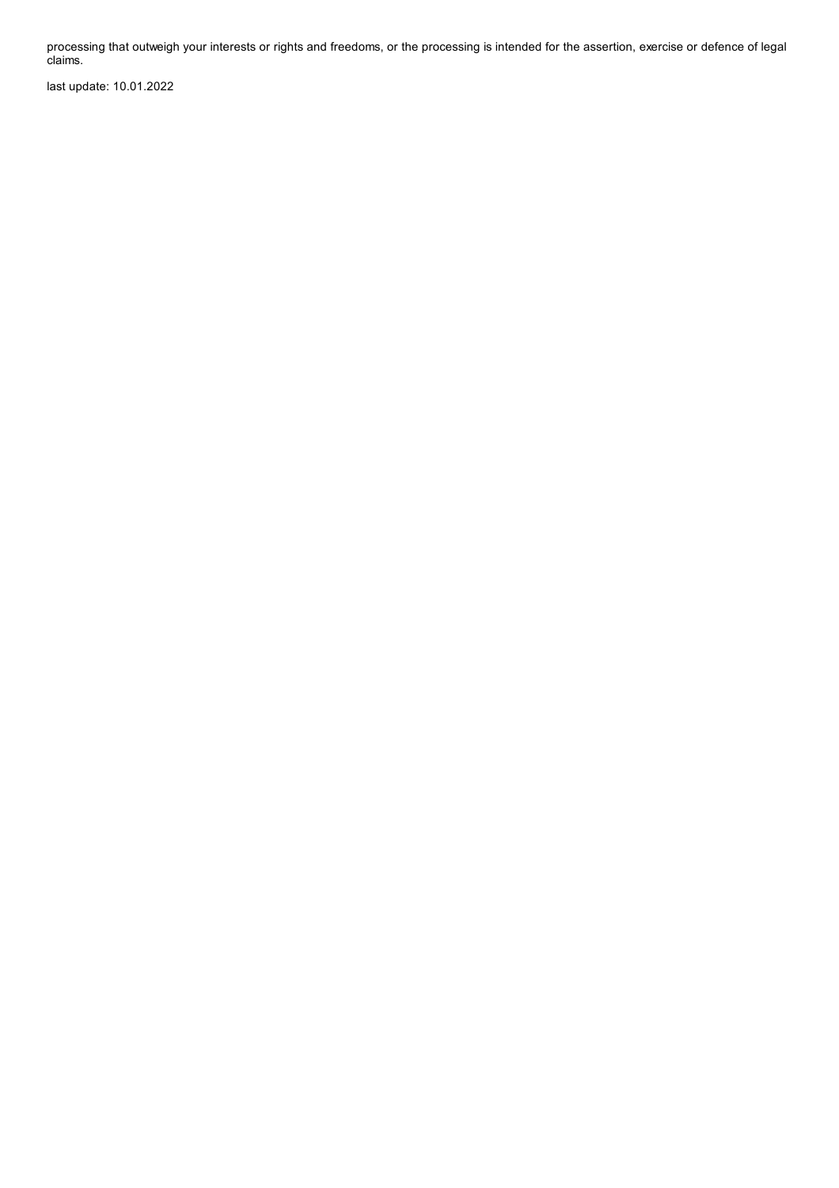processing that outweigh your interests or rights and freedoms, or the processing is intended for the assertion, exercise or defence of legal claims.

last update: 10.01.2022